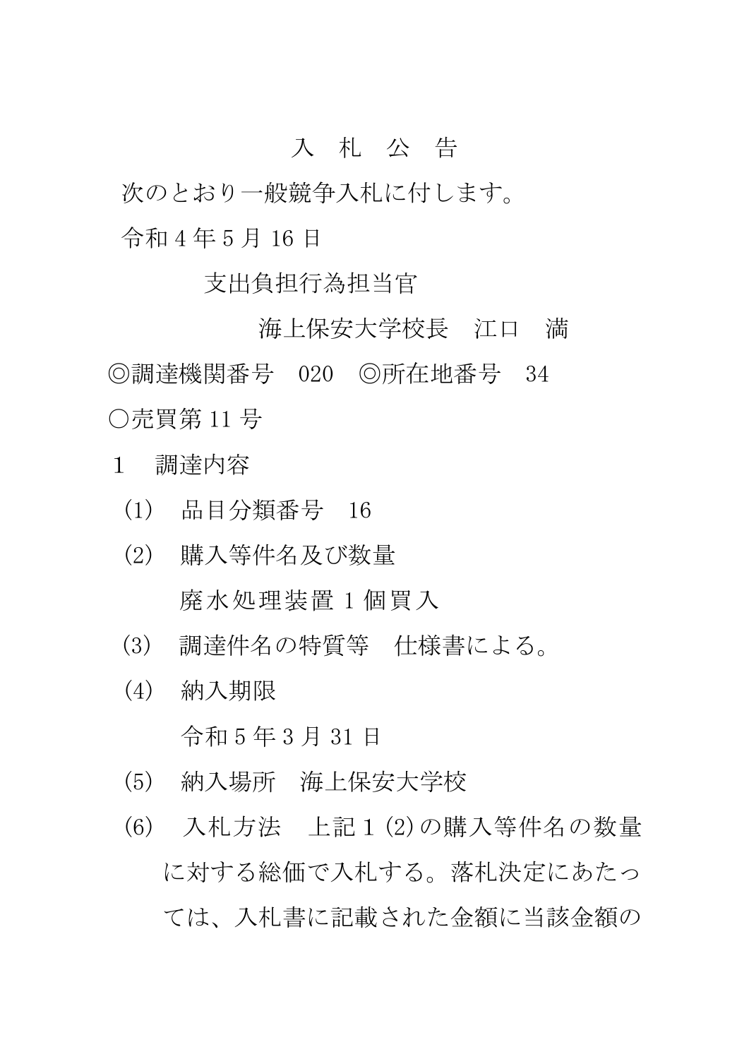# 入　札　公　告

次のとおり一般競争入札に付します。

令和 4 年 5 月 16 日

支出負担行為担当官

海上保安大学校長　江口　満

◎調達機関番号　020　◎所在地番号　34

○売買第 11 号

1　調達内容

(1)　品目分類番号　16

(2)　購入等件名及び数量

廃水処理装置 1 個買入

(3)　調達件名の特質等　仕様書による。

(4)　納入期限

令和 5 年 3 月 31 日

(5)　納入場所　海上保安大学校

(6)　入札方法　上記 1 (2) の購入等件名の数量に対する総価で入札する。落札決定にあたっては、入札書に記載された金額に当該金額の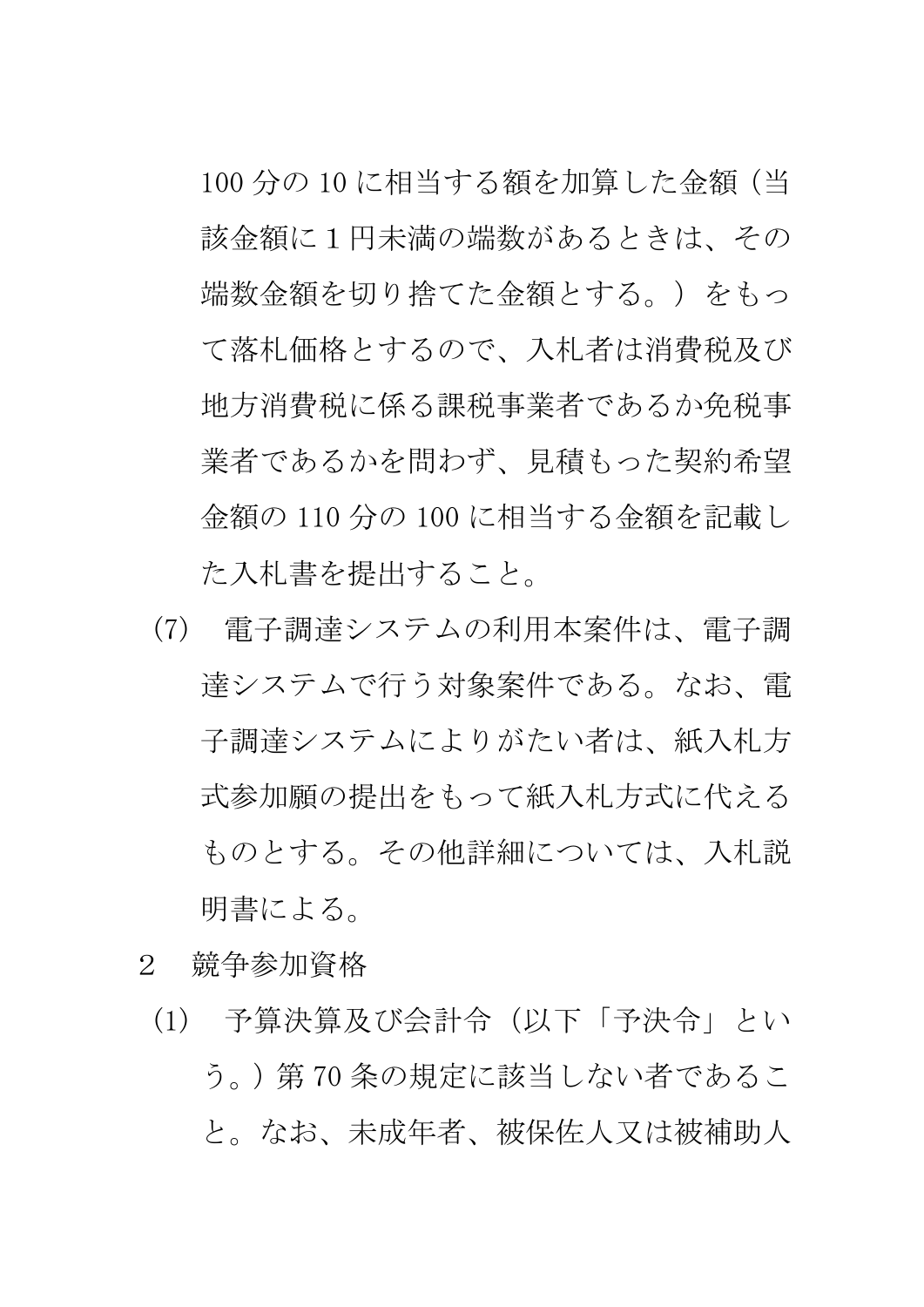100 分の 10 に相当する額を加算した金額（当該金額に 1 円未満の端数があるときは、その端数金額を切り捨てた金額とする。）をもって落札価格とするので、入札者は消費税及び地方消費税に係る課税事業者であるか免税事業者であるかを問わず、見積もった契約希望金額の 110 分の 100 に相当する金額を記載した入札書を提出すること。

(7)　電子調達システムの利用本案件は、電子調達システムで行う対象案件である。なお、電子調達システムによりがたい者は、紙入札方式参加願の提出をもって紙入札方式に代えるものとする。その他詳細については、入札説明書による。

2　競争参加資格

(1)　予算決算及び会計令（以下「予決令」という。）第 70 条の規定に該当しない者であること。なお、未成年者、被保佐人又は被補助人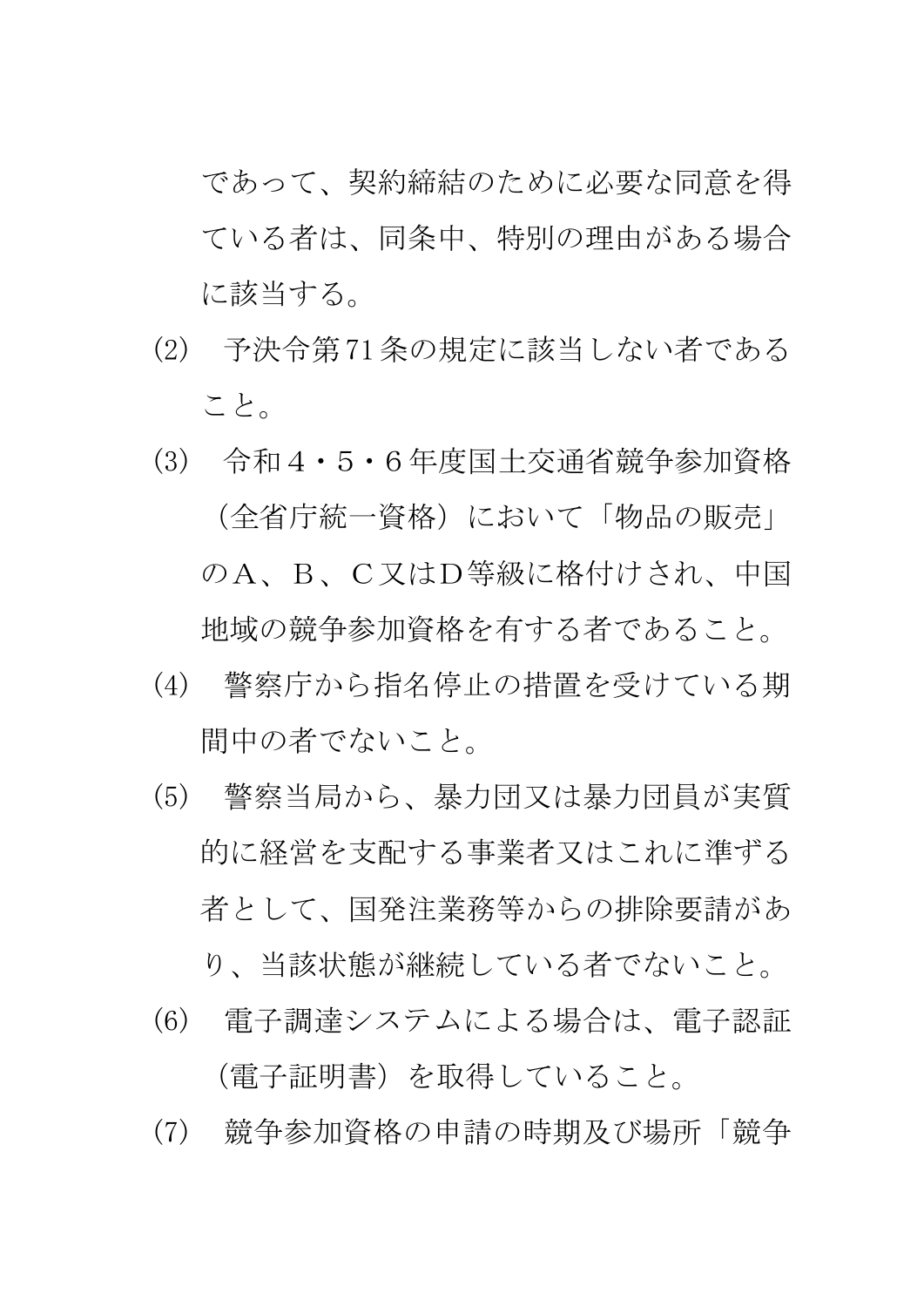であって、契約締結のために必要な同意を得ている者は、同条中、特別の理由がある場合に該当する。

(2)　予決令第71条の規定に該当しない者であること。

(3)　令和４・５・６年度国土交通省競争参加資格（全省庁統一資格）において「物品の販売」のＡ、Ｂ、Ｃ又はＤ等級に格付けされ、中国地域の競争参加資格を有する者であること。

(4)　警察庁から指名停止の措置を受けている期間中の者でないこと。

(5)　警察当局から、暴力団又は暴力団員が実質的に経営を支配する事業者又はこれに準ずる者として、国発注業務等からの排除要請があり、当該状態が継続している者でないこと。

(6)　電子調達システムによる場合は、電子認証（電子証明書）を取得していること。

(7)　競争参加資格の申請の時期及び場所「競争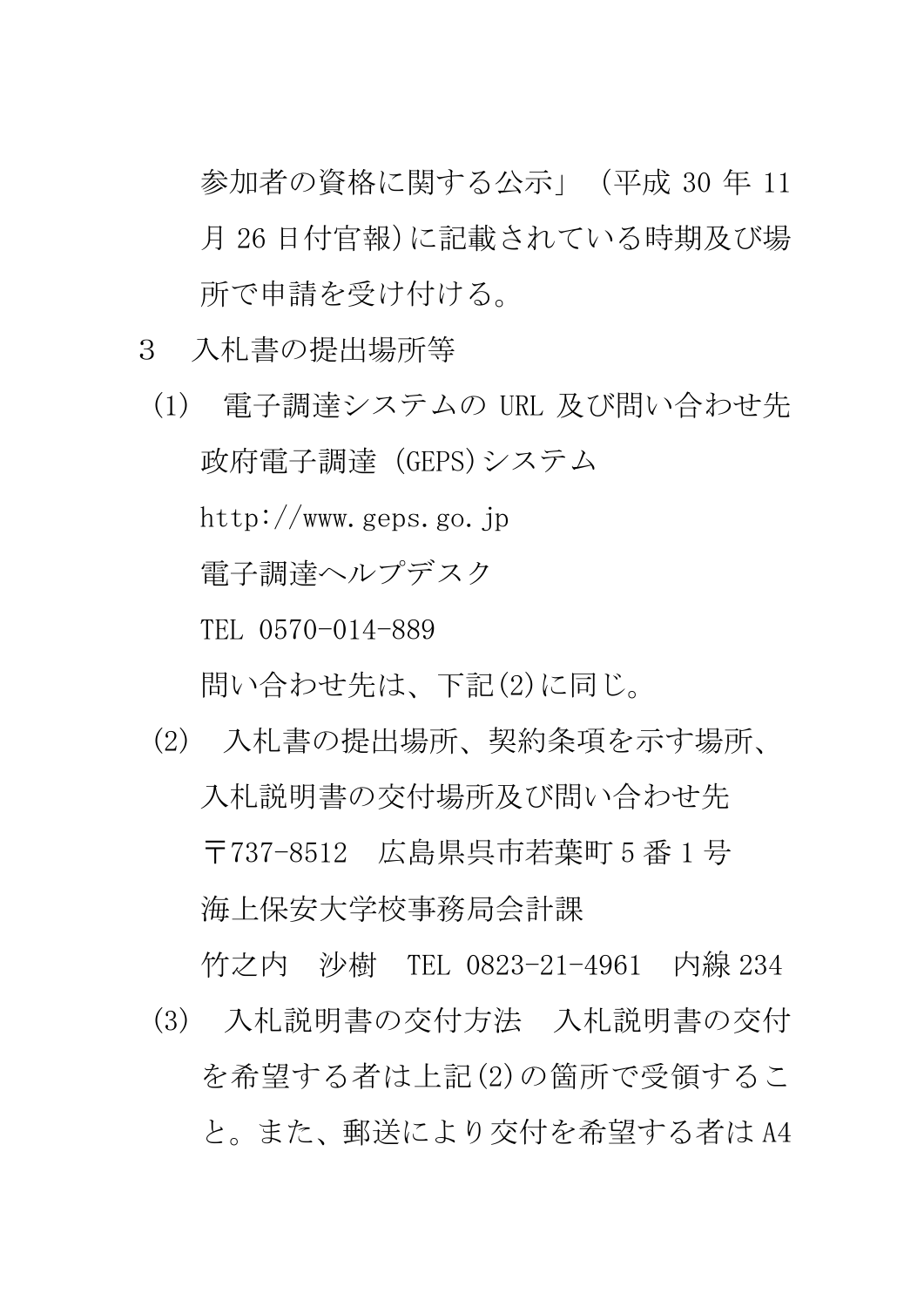参加者の資格に関する公示」（平成 30 年 11 月 26 日付官報）に記載されている時期及び場所で申請を受け付ける。

3　入札書の提出場所等

(1)　電子調達システムの URL 及び問い合わせ先

政府電子調達（GEPS）システム

http://www.geps.go.jp

電子調達ヘルプデスク

TEL 0570-014-889

問い合わせ先は、下記(2)に同じ。

(2)　入札書の提出場所、契約条項を示す場所、入札説明書の交付場所及び問い合わせ先

〒737-8512　広島県呉市若葉町 5 番 1 号

海上保安大学校事務局会計課

竹之内　沙樹　TEL 0823-21-4961　内線 234

(3)　入札説明書の交付方法　入札説明書の交付を希望する者は上記(2)の箇所で受領すること。また、郵送により交付を希望する者は A4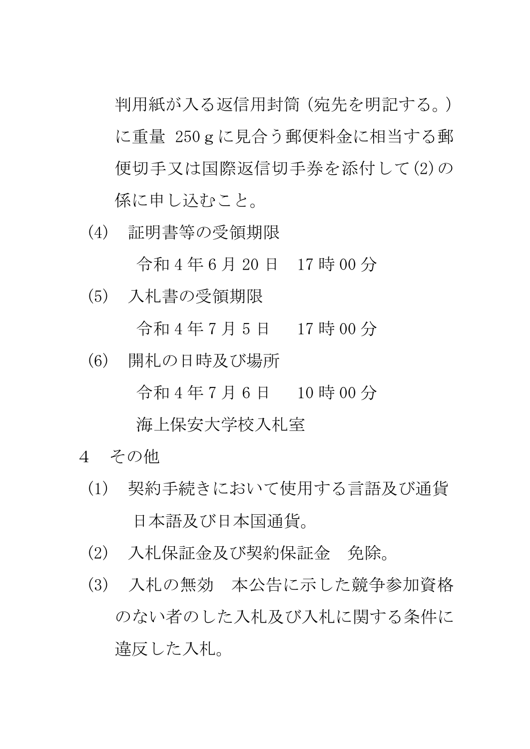判用紙が入る返信用封筒（宛先を明記する。）に重量 250ｇに見合う郵便料金に相当する郵便切手又は国際返信切手券を添付して(2)の係に申し込むこと。

(4)　証明書等の受領期限

令和 4 年 6 月 20 日　17 時 00 分

(5)　入札書の受領期限

令和 4 年 7 月 5 日　　17 時 00 分

(6)　開札の日時及び場所

令和 4 年 7 月 6 日　　10 時 00 分

海上保安大学校入札室

4　その他

(1)　契約手続きにおいて使用する言語及び通貨

日本語及び日本国通貨。

(2)　入札保証金及び契約保証金　免除。

(3)　入札の無効　本公告に示した競争参加資格のない者のした入札及び入札に関する条件に違反した入札。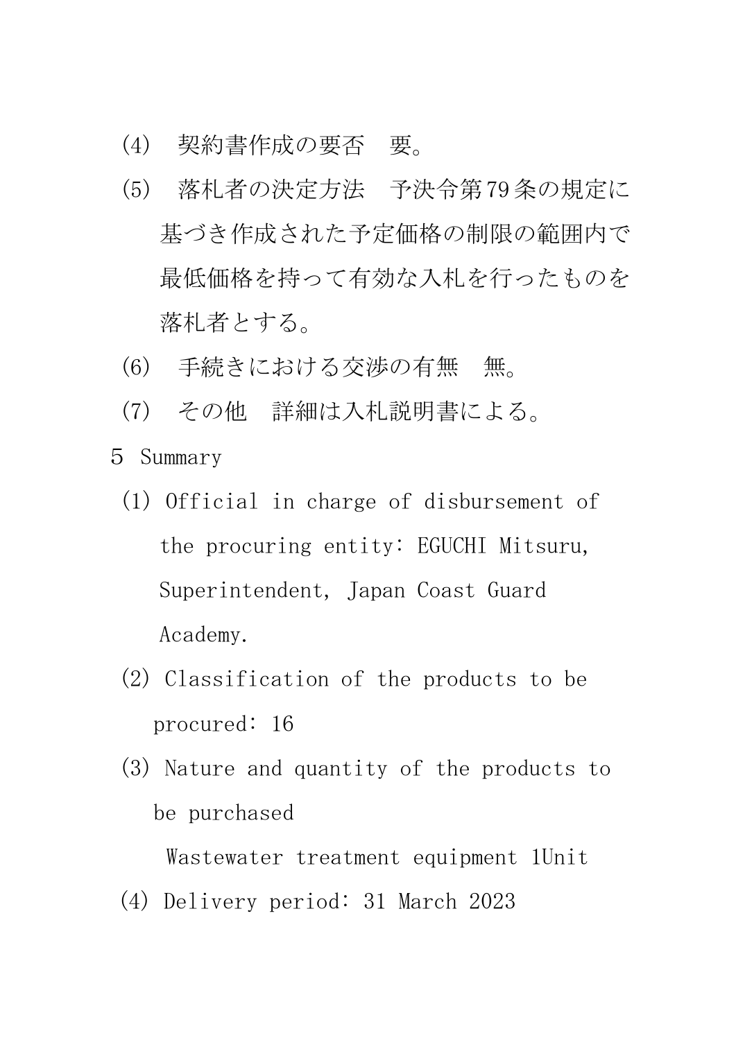(4)　契約書作成の要否　要。

(5)　落札者の決定方法　予決令第79条の規定に基づき作成された予定価格の制限の範囲内で最低価格を持って有効な入札を行ったものを落札者とする。

(6)　手続きにおける交渉の有無　無。

(7)　その他　詳細は入札説明書による。

5 Summary

(1) Official in charge of disbursement of the procuring entity: EGUCHI Mitsuru, Superintendent, Japan Coast Guard Academy.

(2) Classification of the products to be procured: 16

(3) Nature and quantity of the products to be purchased

Wastewater treatment equipment 1Unit

(4) Delivery period: 31 March 2023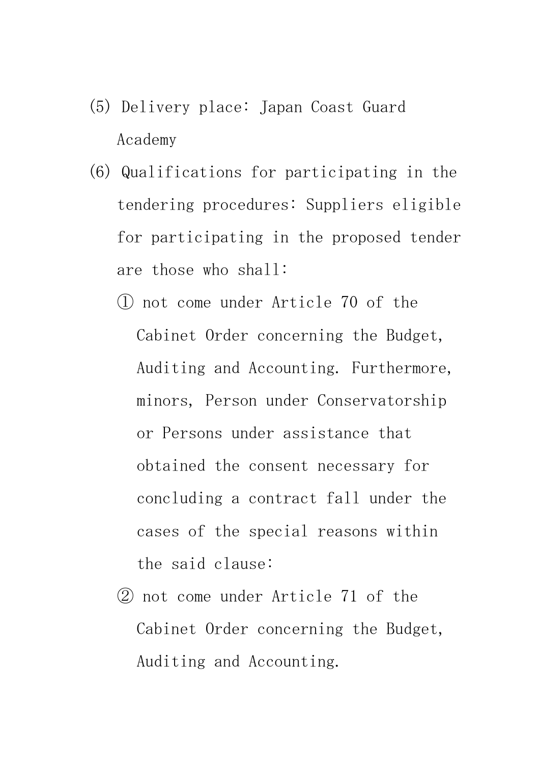(5) Delivery place: Japan Coast Guard Academy

(6) Qualifications for participating in the tendering procedures: Suppliers eligible for participating in the proposed tender are those who shall:

① not come under Article 70 of the Cabinet Order concerning the Budget, Auditing and Accounting. Furthermore, minors, Person under Conservatorship or Persons under assistance that obtained the consent necessary for concluding a contract fall under the cases of the special reasons within the said clause:

② not come under Article 71 of the Cabinet Order concerning the Budget, Auditing and Accounting.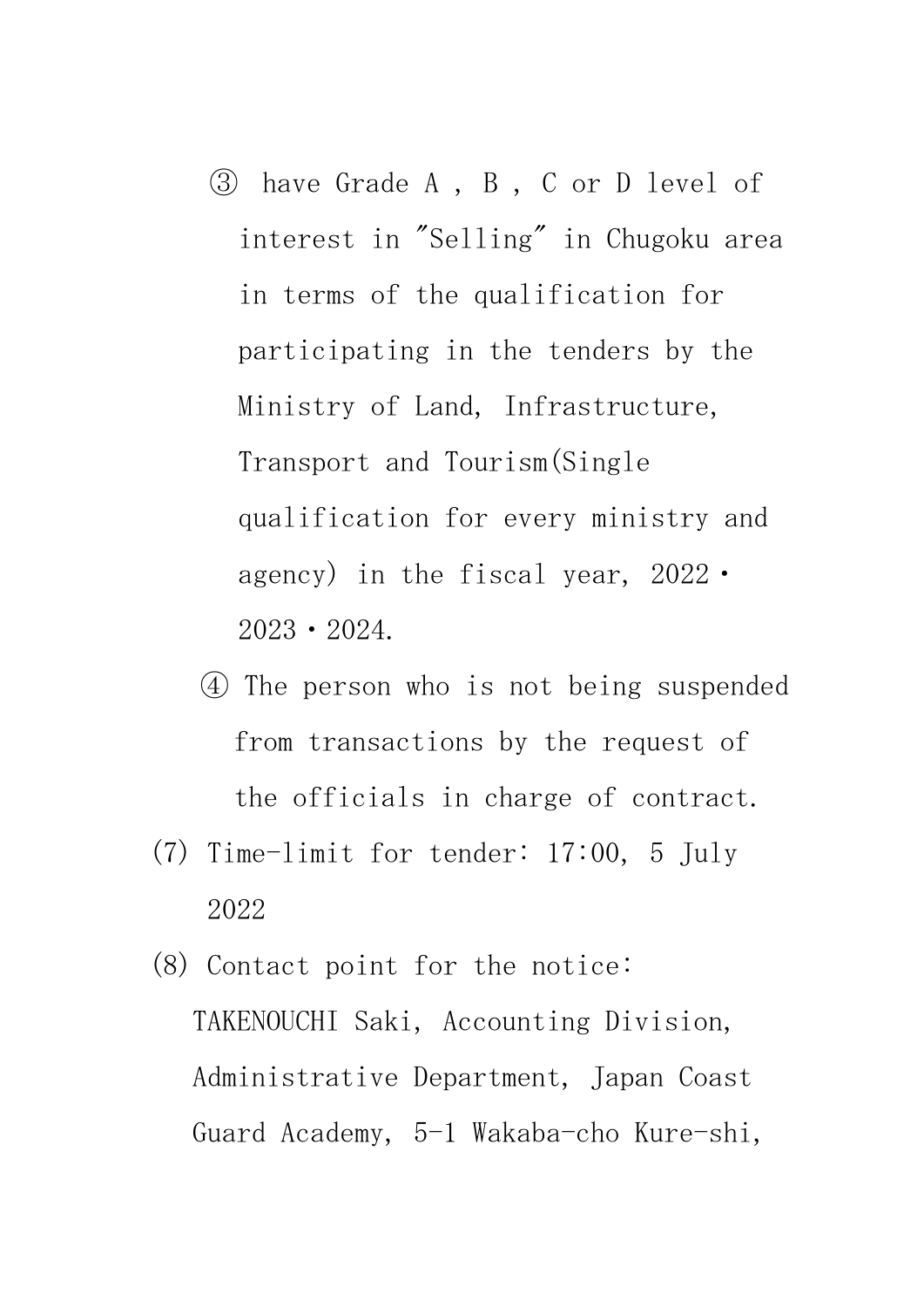③ have Grade A , B , C or D level of interest in "Selling" in Chugoku area in terms of the qualification for participating in the tenders by the Ministry of Land, Infrastructure, Transport and Tourism(Single qualification for every ministry and agency) in the fiscal year, 2022・2023・2024.

④ The person who is not being suspended from transactions by the request of the officials in charge of contract.

(7) Time-limit for tender: 17:00, 5 July 2022

(8) Contact point for the notice: TAKENOUCHI Saki, Accounting Division, Administrative Department, Japan Coast Guard Academy, 5-1 Wakaba-cho Kure-shi,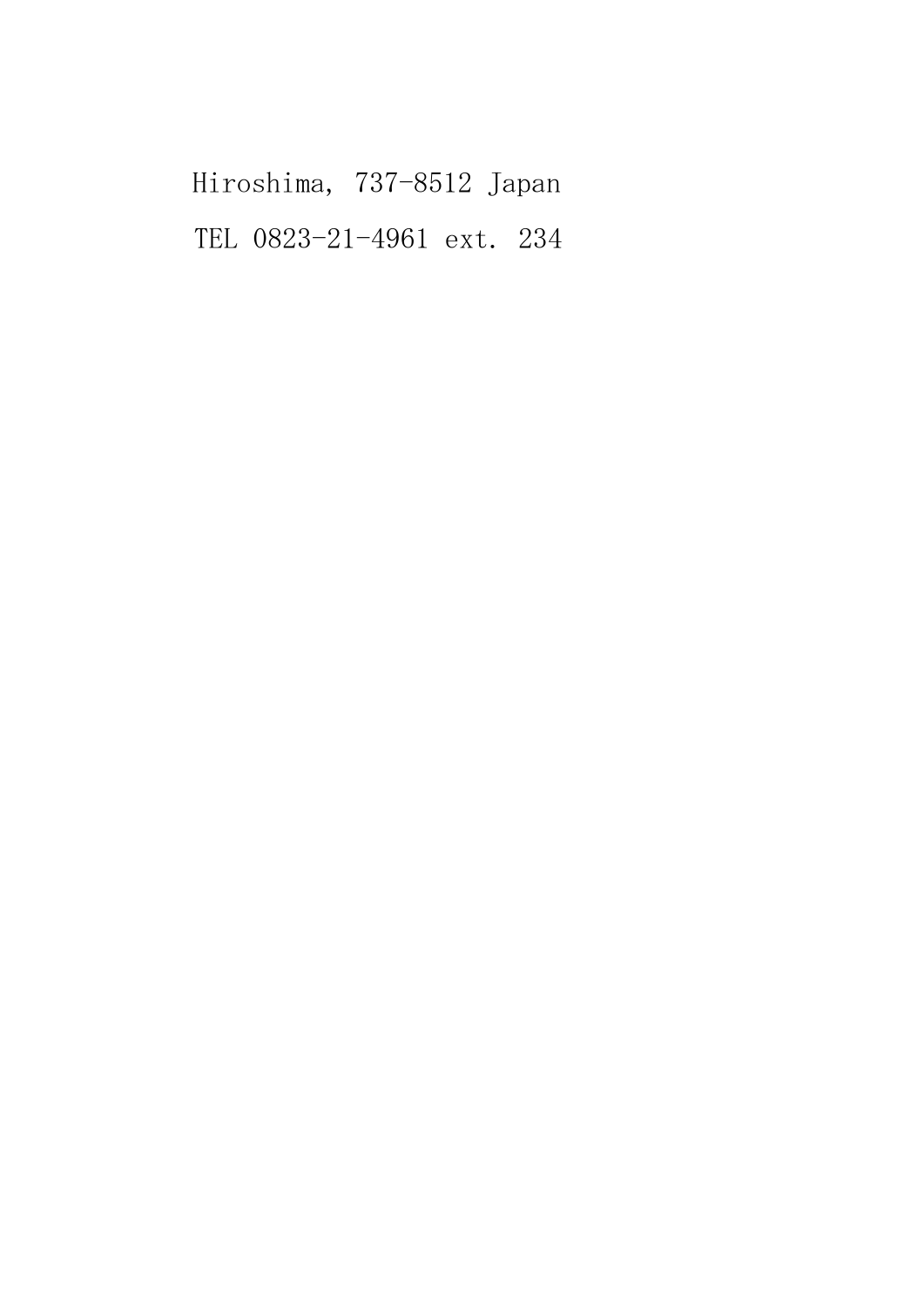Hiroshima, 737-8512 Japan

TEL 0823-21-4961 ext. 234